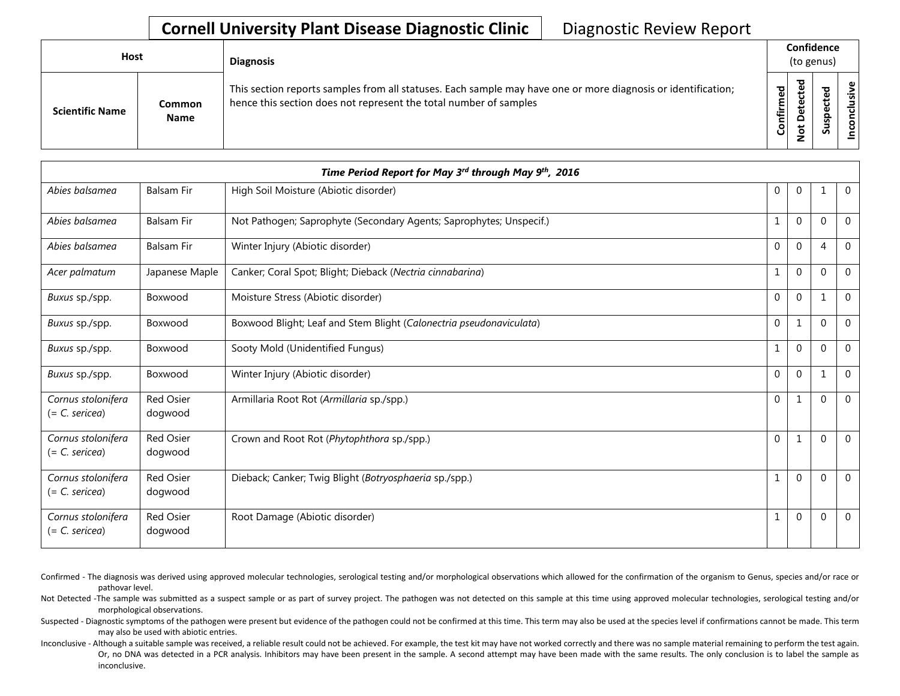**Cornell University Plant Disease Diagnostic Clinic** Diagnostic Review Report

| Host | | Diagnosis | Confidence (to genus) | | | |
|---|---|---|---|---|---|---|
| Scientific Name | Common Name | This section reports samples from all statuses. Each sample may have one or more diagnosis or identification; hence this section does not represent the total number of samples | Confirmed | Not Detected | Suspected | Inconclusive |
| *Time Period Report for May 3rd through May 9th, 2016* | | | | | | |
| *Abies balsamea* | Balsam Fir | High Soil Moisture (Abiotic disorder) | 0 | 0 | 1 | 0 |
| *Abies balsamea* | Balsam Fir | Not Pathogen; Saprophyte (Secondary Agents; Saprophytes; Unspecif.) | 1 | 0 | 0 | 0 |
| *Abies balsamea* | Balsam Fir | Winter Injury (Abiotic disorder) | 0 | 0 | 4 | 0 |
| *Acer palmatum* | Japanese Maple | Canker; Coral Spot; Blight; Dieback (*Nectria cinnabarina*) | 1 | 0 | 0 | 0 |
| *Buxus* sp./spp. | Boxwood | Moisture Stress (Abiotic disorder) | 0 | 0 | 1 | 0 |
| *Buxus* sp./spp. | Boxwood | Boxwood Blight; Leaf and Stem Blight (*Calonectria pseudonaviculata*) | 0 | 1 | 0 | 0 |
| *Buxus* sp./spp. | Boxwood | Sooty Mold (Unidentified Fungus) | 1 | 0 | 0 | 0 |
| *Buxus* sp./spp. | Boxwood | Winter Injury (Abiotic disorder) | 0 | 0 | 1 | 0 |
| *Cornus stolonifera* (= *C. sericea*) | Red Osier dogwood | Armillaria Root Rot (*Armillaria* sp./spp.) | 0 | 1 | 0 | 0 |
| *Cornus stolonifera* (= *C. sericea*) | Red Osier dogwood | Crown and Root Rot (*Phytophthora* sp./spp.) | 0 | 1 | 0 | 0 |
| *Cornus stolonifera* (= *C. sericea*) | Red Osier dogwood | Dieback; Canker; Twig Blight (*Botryosphaeria* sp./spp.) | 1 | 0 | 0 | 0 |
| *Cornus stolonifera* (= *C. sericea*) | Red Osier dogwood | Root Damage (Abiotic disorder) | 1 | 0 | 0 | 0 |

Confirmed - The diagnosis was derived using approved molecular technologies, serological testing and/or morphological observations which allowed for the confirmation of the organism to Genus, species and/or race or pathovar level.

Not Detected -The sample was submitted as a suspect sample or as part of survey project. The pathogen was not detected on this sample at this time using approved molecular technologies, serological testing and/or morphological observations.

Suspected - Diagnostic symptoms of the pathogen were present but evidence of the pathogen could not be confirmed at this time. This term may also be used at the species level if confirmations cannot be made. This term may also be used with abiotic entries.

Inconclusive - Although a suitable sample was received, a reliable result could not be achieved. For example, the test kit may have not worked correctly and there was no sample material remaining to perform the test again. Or, no DNA was detected in a PCR analysis. Inhibitors may have been present in the sample. A second attempt may have been made with the same results. The only conclusion is to label the sample as inconclusive.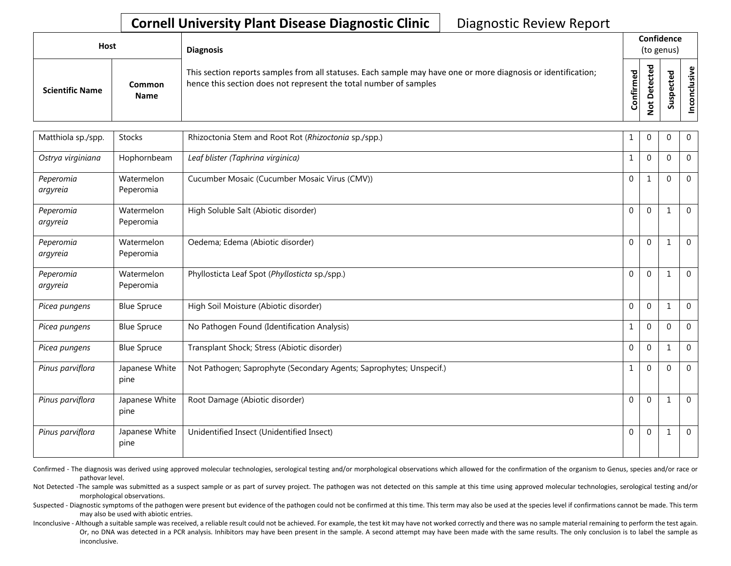**Cornell University Plant Disease Diagnostic Clinic** Diagnostic Review Report

| Host | | Diagnosis | Confidence (to genus) | | | |
|---|---|---|---|---|---|---|
| Scientific Name | Common Name | This section reports samples from all statuses. Each sample may have one or more diagnosis or identification; hence this section does not represent the total number of samples | Confirmed | Not Detected | Suspected | Inconclusive |
| Matthiola sp./spp. | Stocks | Rhizoctonia Stem and Root Rot (*Rhizoctonia* sp./spp.) | 1 | 0 | 0 | 0 |
| *Ostrya virginiana* | Hophornbeam | *Leaf blister (Taphrina virginica)* | 1 | 0 | 0 | 0 |
| *Peperomia argyreia* | Watermelon Peperomia | Cucumber Mosaic (Cucumber Mosaic Virus (CMV)) | 0 | 1 | 0 | 0 |
| *Peperomia argyreia* | Watermelon Peperomia | High Soluble Salt (Abiotic disorder) | 0 | 0 | 1 | 0 |
| *Peperomia argyreia* | Watermelon Peperomia | Oedema; Edema (Abiotic disorder) | 0 | 0 | 1 | 0 |
| *Peperomia argyreia* | Watermelon Peperomia | Phyllosticta Leaf Spot (*Phyllosticta* sp./spp.) | 0 | 0 | 1 | 0 |
| *Picea pungens* | Blue Spruce | High Soil Moisture (Abiotic disorder) | 0 | 0 | 1 | 0 |
| *Picea pungens* | Blue Spruce | No Pathogen Found (Identification Analysis) | 1 | 0 | 0 | 0 |
| *Picea pungens* | Blue Spruce | Transplant Shock; Stress (Abiotic disorder) | 0 | 0 | 1 | 0 |
| *Pinus parviflora* | Japanese White pine | Not Pathogen; Saprophyte (Secondary Agents; Saprophytes; Unspecif.) | 1 | 0 | 0 | 0 |
| *Pinus parviflora* | Japanese White pine | Root Damage (Abiotic disorder) | 0 | 0 | 1 | 0 |
| *Pinus parviflora* | Japanese White pine | Unidentified Insect (Unidentified Insect) | 0 | 0 | 1 | 0 |

Confirmed - The diagnosis was derived using approved molecular technologies, serological testing and/or morphological observations which allowed for the confirmation of the organism to Genus, species and/or race or pathovar level.

Not Detected -The sample was submitted as a suspect sample or as part of survey project. The pathogen was not detected on this sample at this time using approved molecular technologies, serological testing and/or morphological observations.

Suspected - Diagnostic symptoms of the pathogen were present but evidence of the pathogen could not be confirmed at this time. This term may also be used at the species level if confirmations cannot be made. This term may also be used with abiotic entries.

Inconclusive - Although a suitable sample was received, a reliable result could not be achieved. For example, the test kit may have not worked correctly and there was no sample material remaining to perform the test again. Or, no DNA was detected in a PCR analysis. Inhibitors may have been present in the sample. A second attempt may have been made with the same results. The only conclusion is to label the sample as inconclusive.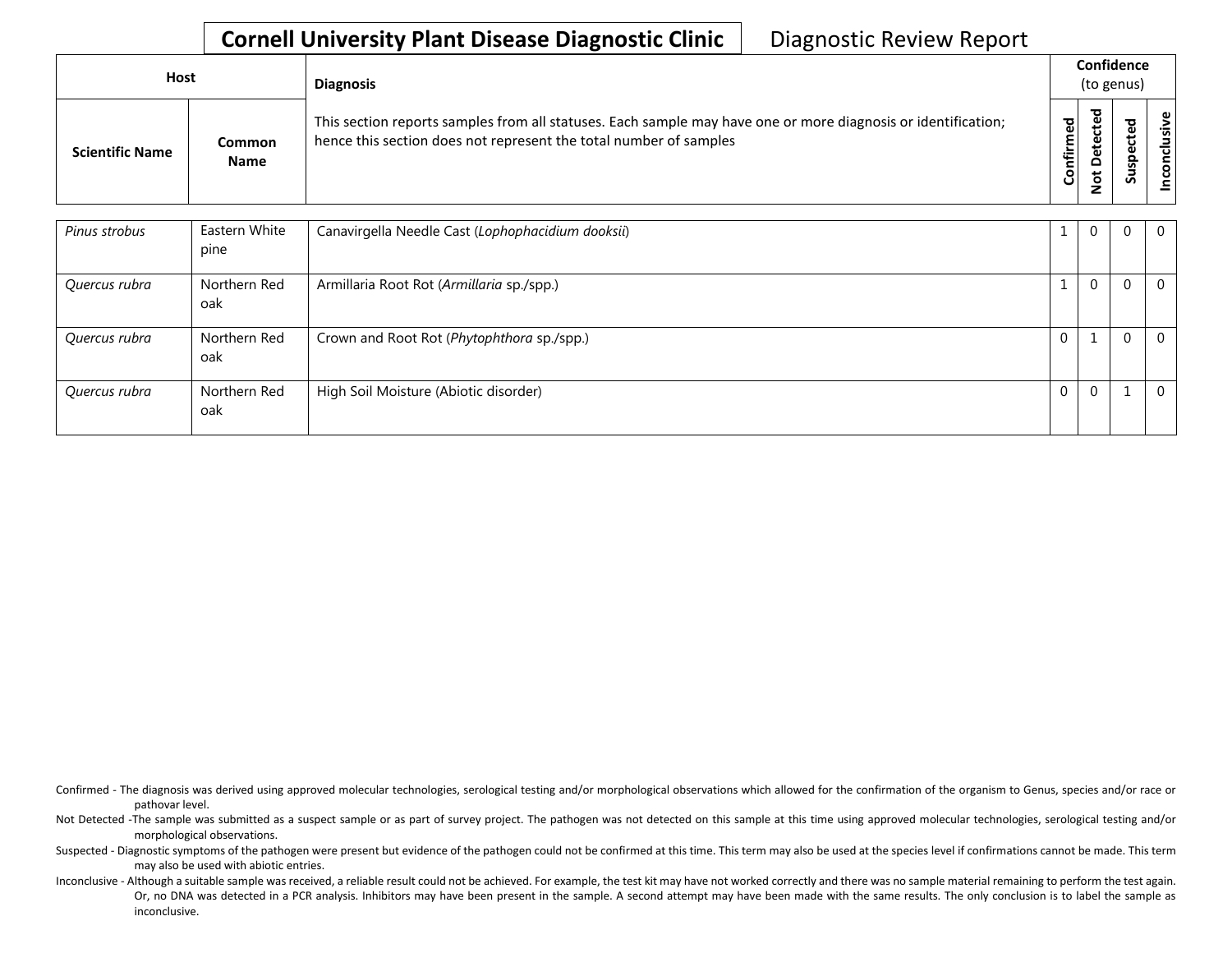**Cornell University Plant Disease Diagnostic Clinic** Diagnostic Review Report

| Host | | Diagnosis | Confidence (to genus) | | | |
|---|---|---|---|---|---|---|
| **Scientific Name** | **Common Name** | This section reports samples from all statuses. Each sample may have one or more diagnosis or identification; hence this section does not represent the total number of samples | **Confirmed** | **Not Detected** | **Suspected** | **Inconclusive** |
| *Pinus strobus* | Eastern White pine | Canavirgella Needle Cast (*Lophophacidium dooksii*) | 1 | 0 | 0 | 0 |
| *Quercus rubra* | Northern Red oak | Armillaria Root Rot (*Armillaria* sp./spp.) | 1 | 0 | 0 | 0 |
| *Quercus rubra* | Northern Red oak | Crown and Root Rot (*Phytophthora* sp./spp.) | 0 | 1 | 0 | 0 |
| *Quercus rubra* | Northern Red oak | High Soil Moisture (Abiotic disorder) | 0 | 0 | 1 | 0 |

Confirmed - The diagnosis was derived using approved molecular technologies, serological testing and/or morphological observations which allowed for the confirmation of the organism to Genus, species and/or race or pathovar level.

Not Detected -The sample was submitted as a suspect sample or as part of survey project. The pathogen was not detected on this sample at this time using approved molecular technologies, serological testing and/or morphological observations.

Suspected - Diagnostic symptoms of the pathogen were present but evidence of the pathogen could not be confirmed at this time. This term may also be used at the species level if confirmations cannot be made. This term may also be used with abiotic entries.

Inconclusive - Although a suitable sample was received, a reliable result could not be achieved. For example, the test kit may have not worked correctly and there was no sample material remaining to perform the test again. Or, no DNA was detected in a PCR analysis. Inhibitors may have been present in the sample. A second attempt may have been made with the same results. The only conclusion is to label the sample as inconclusive.